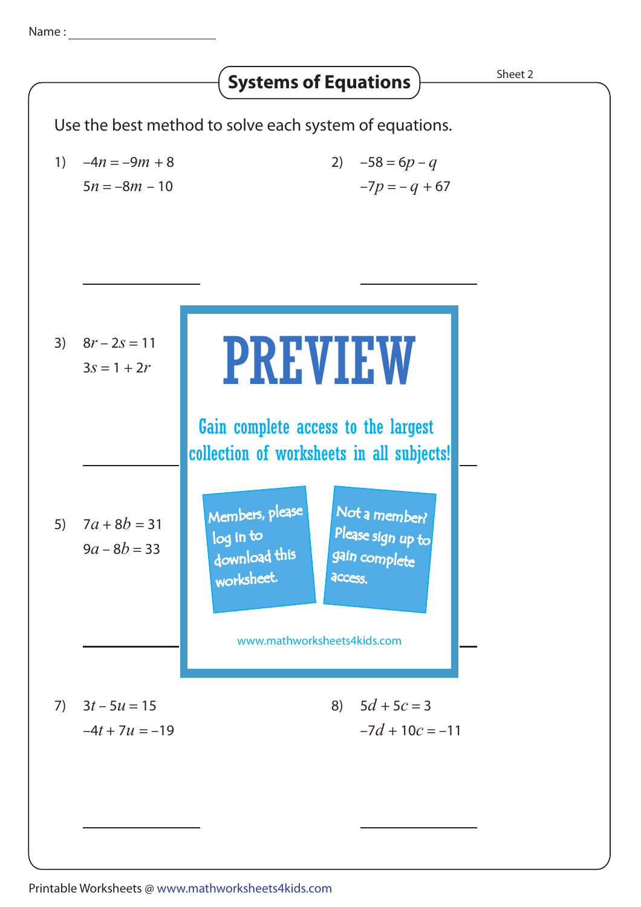Name : ____________________

# Systems of Equations

Sheet 2

Use the best method to solve each system of equations.

1) $-4n = -9m + 8$
   $5n = -8m - 10$

2) $-58 = 6p - q$
   $-7p = -q + 67$

3) $8r - 2s = 11$
   $3s = 1 + 2r$

PREVIEW

Gain complete access to the largest collection of worksheets in all subjects!

Members, please log in to download this worksheet.

Not a member? Please sign up to gain complete access.

www.mathworksheets4kids.com

5) $7a + 8b = 31$
   $9a - 8b = 33$

7) $3t - 5u = 15$
   $-4t + 7u = -19$

8) $5d + 5c = 3$
   $-7d + 10c = -11$

Printable Worksheets @ www.mathworksheets4kids.com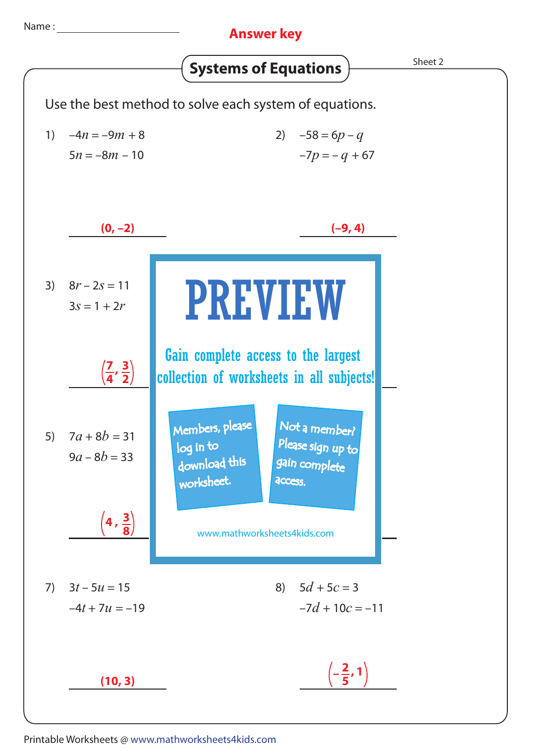Name : ____________________

**Answer key**

## Systems of Equations

Sheet 2

Use the best method to solve each system of equations.

1) $-4n = -9m + 8$

$5n = -8m - 10$

**(0, –2)**

2) $-58 = 6p - q$

$-7p = -q + 67$

**(–9, 4)**

3) $8r - 2s = 11$

$3s = 1 + 2r$

$\left(\frac{7}{4}, \frac{3}{2}\right)$

PREVIEW

Gain complete access to the largest collection of worksheets in all subjects!

Members, please log in to download this worksheet.

Not a member? Please sign up to gain complete access.

www.mathworksheets4kids.com

5) $7a + 8b = 31$

$9a - 8b = 33$

$\left(4, \frac{3}{8}\right)$

7) $3t - 5u = 15$

$-4t + 7u = -19$

**(10, 3)**

8) $5d + 5c = 3$

$-7d + 10c = -11$

$\left(-\frac{2}{5}, 1\right)$

Printable Worksheets @ www.mathworksheets4kids.com